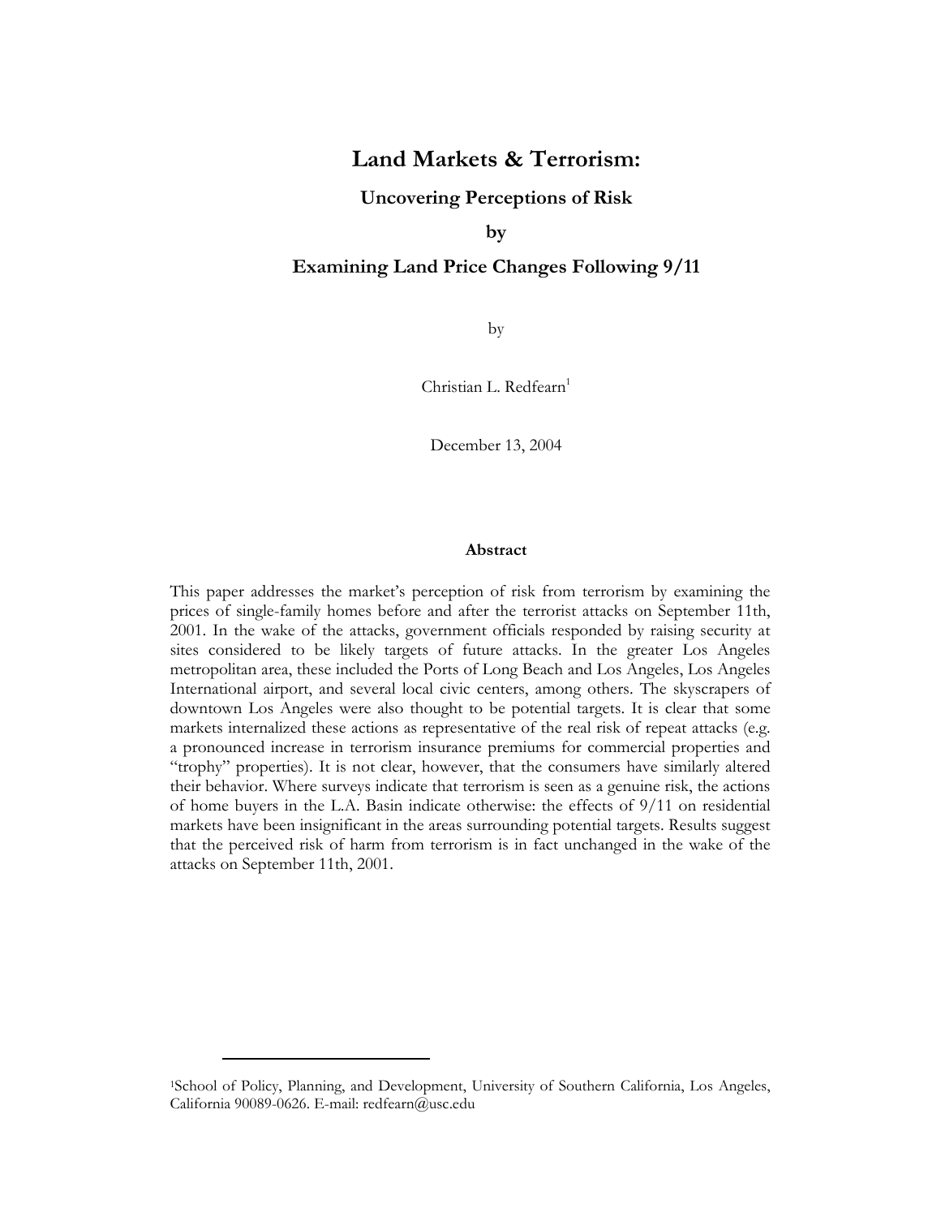# Land Markets & Terrorism:

## Uncovering Perceptions of Risk

## by

## Examining Land Price Changes Following 9/11

by

Christian L. Redfearn[1]

December 13, 2004

### Abstract

This paper addresses the market's perception of risk from terrorism by examining the prices of single-family homes before and after the terrorist attacks on September 11th, 2001. In the wake of the attacks, government officials responded by raising security at sites considered to be likely targets of future attacks. In the greater Los Angeles metropolitan area, these included the Ports of Long Beach and Los Angeles, Los Angeles International airport, and several local civic centers, among others. The skyscrapers of downtown Los Angeles were also thought to be potential targets. It is clear that some markets internalized these actions as representative of the real risk of repeat attacks (e.g. a pronounced increase in terrorism insurance premiums for commercial properties and "trophy" properties). It is not clear, however, that the consumers have similarly altered their behavior. Where surveys indicate that terrorism is seen as a genuine risk, the actions of home buyers in the L.A. Basin indicate otherwise: the effects of 9/11 on residential markets have been insignificant in the areas surrounding potential targets. Results suggest that the perceived risk of harm from terrorism is in fact unchanged in the wake of the attacks on September 11th, 2001.

---

[1] School of Policy, Planning, and Development, University of Southern California, Los Angeles, California 90089-0626. E-mail: redfearn@usc.edu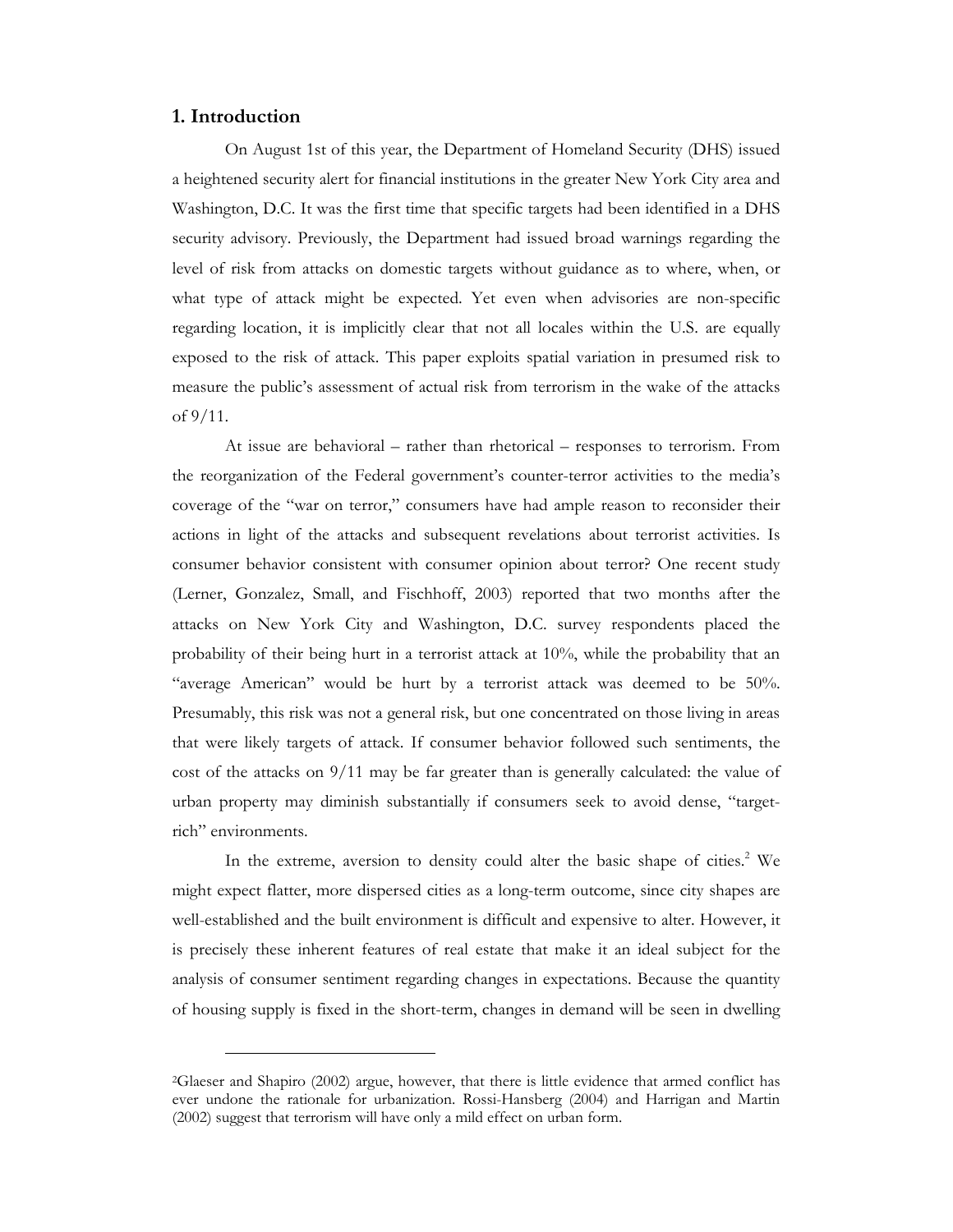## 1. Introduction

On August 1st of this year, the Department of Homeland Security (DHS) issued a heightened security alert for financial institutions in the greater New York City area and Washington, D.C. It was the first time that specific targets had been identified in a DHS security advisory. Previously, the Department had issued broad warnings regarding the level of risk from attacks on domestic targets without guidance as to where, when, or what type of attack might be expected. Yet even when advisories are non-specific regarding location, it is implicitly clear that not all locales within the U.S. are equally exposed to the risk of attack. This paper exploits spatial variation in presumed risk to measure the public's assessment of actual risk from terrorism in the wake of the attacks of 9/11.

At issue are behavioral – rather than rhetorical – responses to terrorism. From the reorganization of the Federal government's counter-terror activities to the media's coverage of the "war on terror," consumers have had ample reason to reconsider their actions in light of the attacks and subsequent revelations about terrorist activities. Is consumer behavior consistent with consumer opinion about terror? One recent study (Lerner, Gonzalez, Small, and Fischhoff, 2003) reported that two months after the attacks on New York City and Washington, D.C. survey respondents placed the probability of their being hurt in a terrorist attack at 10%, while the probability that an "average American" would be hurt by a terrorist attack was deemed to be 50%. Presumably, this risk was not a general risk, but one concentrated on those living in areas that were likely targets of attack. If consumer behavior followed such sentiments, the cost of the attacks on 9/11 may be far greater than is generally calculated: the value of urban property may diminish substantially if consumers seek to avoid dense, "target-rich" environments.

In the extreme, aversion to density could alter the basic shape of cities.[2] We might expect flatter, more dispersed cities as a long-term outcome, since city shapes are well-established and the built environment is difficult and expensive to alter. However, it is precisely these inherent features of real estate that make it an ideal subject for the analysis of consumer sentiment regarding changes in expectations. Because the quantity of housing supply is fixed in the short-term, changes in demand will be seen in dwelling

[2] Glaeser and Shapiro (2002) argue, however, that there is little evidence that armed conflict has ever undone the rationale for urbanization. Rossi-Hansberg (2004) and Harrigan and Martin (2002) suggest that terrorism will have only a mild effect on urban form.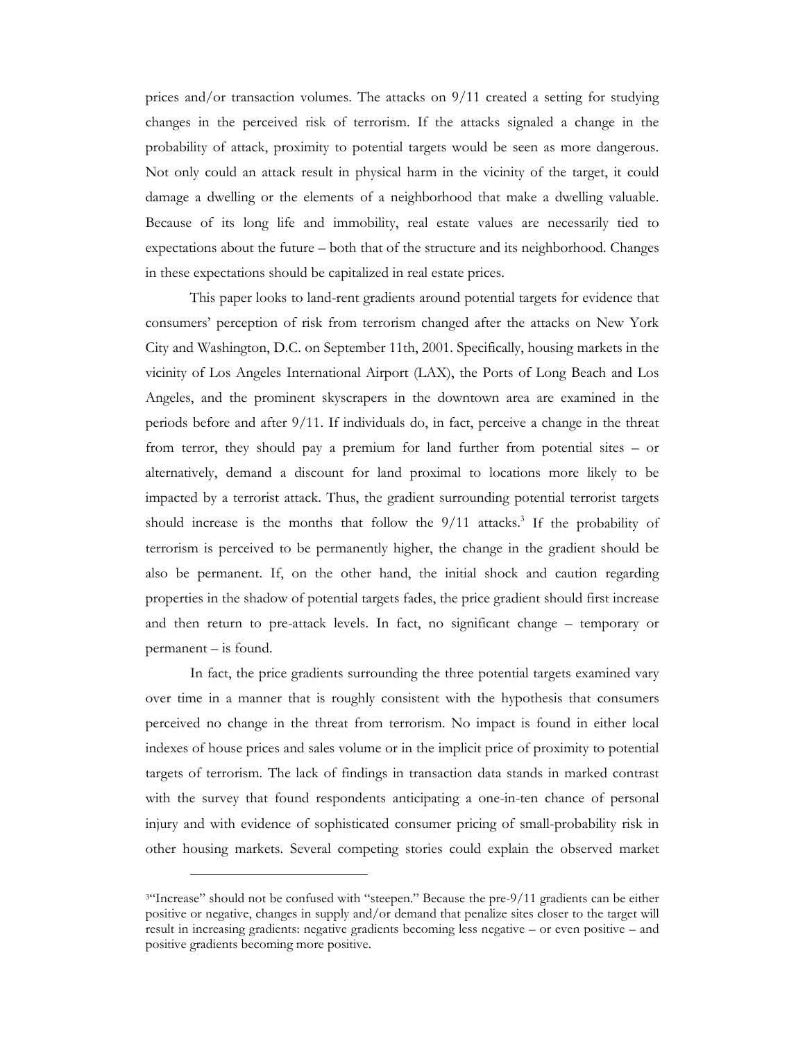prices and/or transaction volumes. The attacks on 9/11 created a setting for studying changes in the perceived risk of terrorism. If the attacks signaled a change in the probability of attack, proximity to potential targets would be seen as more dangerous. Not only could an attack result in physical harm in the vicinity of the target, it could damage a dwelling or the elements of a neighborhood that make a dwelling valuable. Because of its long life and immobility, real estate values are necessarily tied to expectations about the future – both that of the structure and its neighborhood. Changes in these expectations should be capitalized in real estate prices.

This paper looks to land-rent gradients around potential targets for evidence that consumers' perception of risk from terrorism changed after the attacks on New York City and Washington, D.C. on September 11th, 2001. Specifically, housing markets in the vicinity of Los Angeles International Airport (LAX), the Ports of Long Beach and Los Angeles, and the prominent skyscrapers in the downtown area are examined in the periods before and after 9/11. If individuals do, in fact, perceive a change in the threat from terror, they should pay a premium for land further from potential sites – or alternatively, demand a discount for land proximal to locations more likely to be impacted by a terrorist attack. Thus, the gradient surrounding potential terrorist targets should increase is the months that follow the 9/11 attacks.[3] If the probability of terrorism is perceived to be permanently higher, the change in the gradient should be also be permanent. If, on the other hand, the initial shock and caution regarding properties in the shadow of potential targets fades, the price gradient should first increase and then return to pre-attack levels. In fact, no significant change – temporary or permanent – is found.

In fact, the price gradients surrounding the three potential targets examined vary over time in a manner that is roughly consistent with the hypothesis that consumers perceived no change in the threat from terrorism. No impact is found in either local indexes of house prices and sales volume or in the implicit price of proximity to potential targets of terrorism. The lack of findings in transaction data stands in marked contrast with the survey that found respondents anticipating a one-in-ten chance of personal injury and with evidence of sophisticated consumer pricing of small-probability risk in other housing markets. Several competing stories could explain the observed market

---

[3] "Increase" should not be confused with "steepen." Because the pre-9/11 gradients can be either positive or negative, changes in supply and/or demand that penalize sites closer to the target will result in increasing gradients: negative gradients becoming less negative – or even positive – and positive gradients becoming more positive.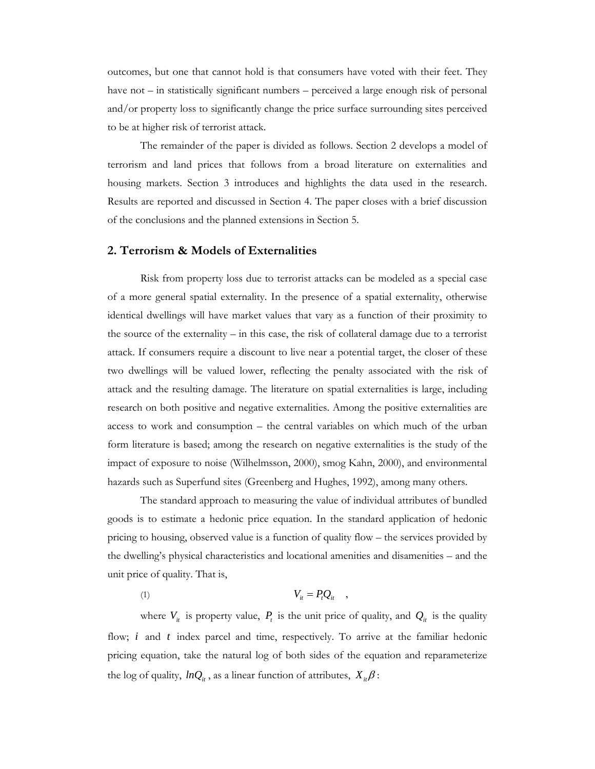outcomes, but one that cannot hold is that consumers have voted with their feet. They have not – in statistically significant numbers – perceived a large enough risk of personal and/or property loss to significantly change the price surface surrounding sites perceived to be at higher risk of terrorist attack.

The remainder of the paper is divided as follows. Section 2 develops a model of terrorism and land prices that follows from a broad literature on externalities and housing markets. Section 3 introduces and highlights the data used in the research. Results are reported and discussed in Section 4. The paper closes with a brief discussion of the conclusions and the planned extensions in Section 5.

## 2. Terrorism & Models of Externalities

Risk from property loss due to terrorist attacks can be modeled as a special case of a more general spatial externality. In the presence of a spatial externality, otherwise identical dwellings will have market values that vary as a function of their proximity to the source of the externality – in this case, the risk of collateral damage due to a terrorist attack. If consumers require a discount to live near a potential target, the closer of these two dwellings will be valued lower, reflecting the penalty associated with the risk of attack and the resulting damage. The literature on spatial externalities is large, including research on both positive and negative externalities. Among the positive externalities are access to work and consumption – the central variables on which much of the urban form literature is based; among the research on negative externalities is the study of the impact of exposure to noise (Wilhelmsson, 2000), smog Kahn, 2000), and environmental hazards such as Superfund sites (Greenberg and Hughes, 1992), among many others.

The standard approach to measuring the value of individual attributes of bundled goods is to estimate a hedonic price equation. In the standard application of hedonic pricing to housing, observed value is a function of quality flow – the services provided by the dwelling's physical characteristics and locational amenities and disamenities – and the unit price of quality. That is,

$$V_{it} = P_t Q_{it} \quad , \qquad (1)$$

where $V_{it}$ is property value, $P_t$ is the unit price of quality, and $Q_{it}$ is the quality flow; $i$ and $t$ index parcel and time, respectively. To arrive at the familiar hedonic pricing equation, take the natural log of both sides of the equation and reparameterize the log of quality, $lnQ_{it}$, as a linear function of attributes, $X_{it}\beta$: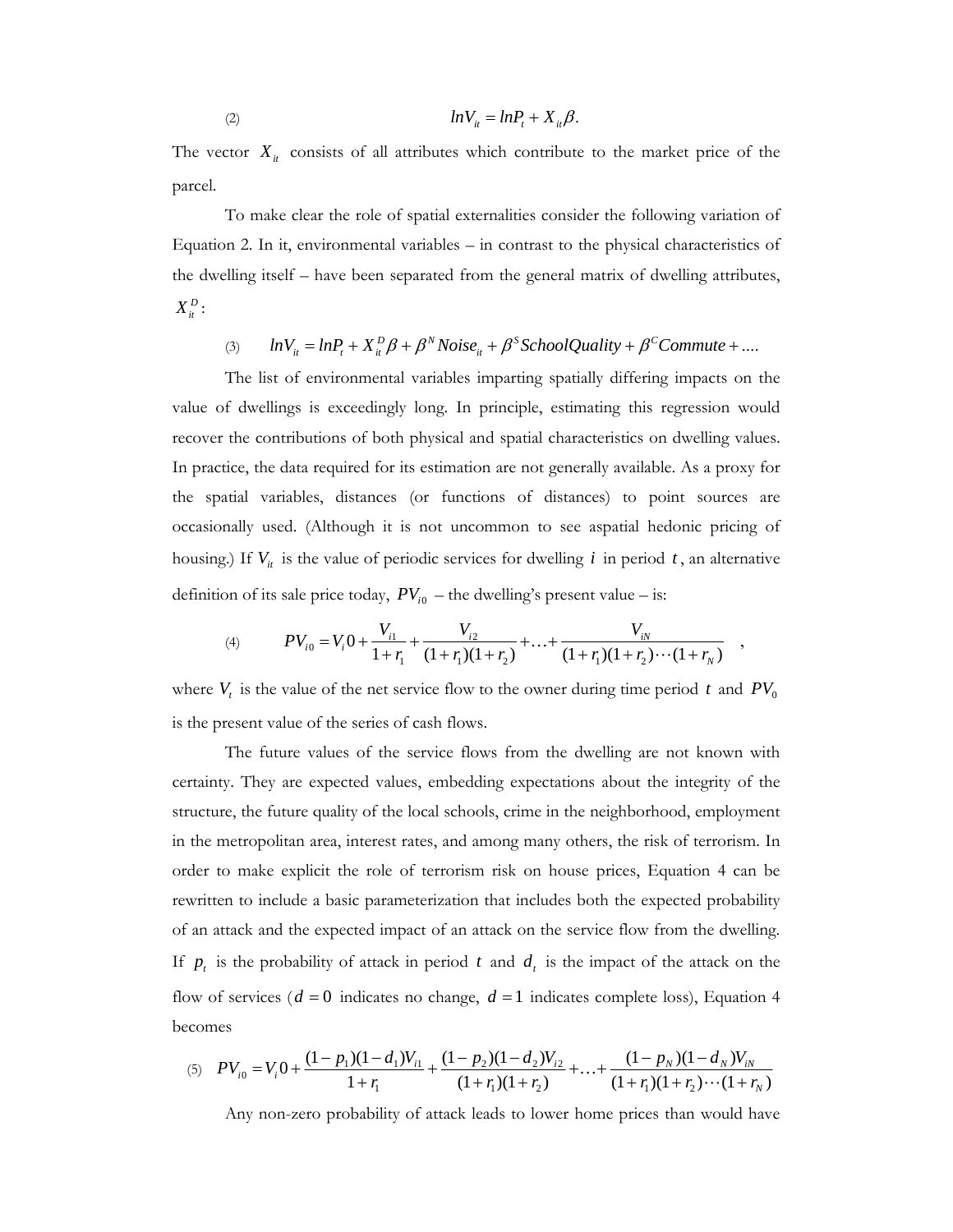$$lnV_{it} = lnP_t + X_{it}\beta. \tag{2}$$

The vector $X_{it}$ consists of all attributes which contribute to the market price of the parcel.

To make clear the role of spatial externalities consider the following variation of Equation 2. In it, environmental variables – in contrast to the physical characteristics of the dwelling itself – have been separated from the general matrix of dwelling attributes, $X_{it}^D$:

$$lnV_{it} = lnP_t + X_{it}^D\beta + \beta^N Noise_{it} + \beta^S SchoolQuality + \beta^C Commute + .... \tag{3}$$

The list of environmental variables imparting spatially differing impacts on the value of dwellings is exceedingly long. In principle, estimating this regression would recover the contributions of both physical and spatial characteristics on dwelling values. In practice, the data required for its estimation are not generally available. As a proxy for the spatial variables, distances (or functions of distances) to point sources are occasionally used. (Although it is not uncommon to see aspatial hedonic pricing of housing.) If $V_{it}$ is the value of periodic services for dwelling $i$ in period $t$, an alternative definition of its sale price today, $PV_{i0}$ – the dwelling's present value – is:

$$PV_{i0} = V_i 0 + \frac{V_{i1}}{1+r_1} + \frac{V_{i2}}{(1+r_1)(1+r_2)} + \ldots + \frac{V_{iN}}{(1+r_1)(1+r_2)\cdots(1+r_N)} \quad , \tag{4}$$

where $V_t$ is the value of the net service flow to the owner during time period $t$ and $PV_0$ is the present value of the series of cash flows.

The future values of the service flows from the dwelling are not known with certainty. They are expected values, embedding expectations about the integrity of the structure, the future quality of the local schools, crime in the neighborhood, employment in the metropolitan area, interest rates, and among many others, the risk of terrorism. In order to make explicit the role of terrorism risk on house prices, Equation 4 can be rewritten to include a basic parameterization that includes both the expected probability of an attack and the expected impact of an attack on the service flow from the dwelling. If $p_t$ is the probability of attack in period $t$ and $d_t$ is the impact of the attack on the flow of services ($d = 0$ indicates no change, $d = 1$ indicates complete loss), Equation 4 becomes

$$PV_{i0} = V_i 0 + \frac{(1-p_1)(1-d_1)V_{i1}}{1+r_1} + \frac{(1-p_2)(1-d_2)V_{i2}}{(1+r_1)(1+r_2)} + \ldots + \frac{(1-p_N)(1-d_N)V_{iN}}{(1+r_1)(1+r_2)\cdots(1+r_N)} \tag{5}$$

Any non-zero probability of attack leads to lower home prices than would have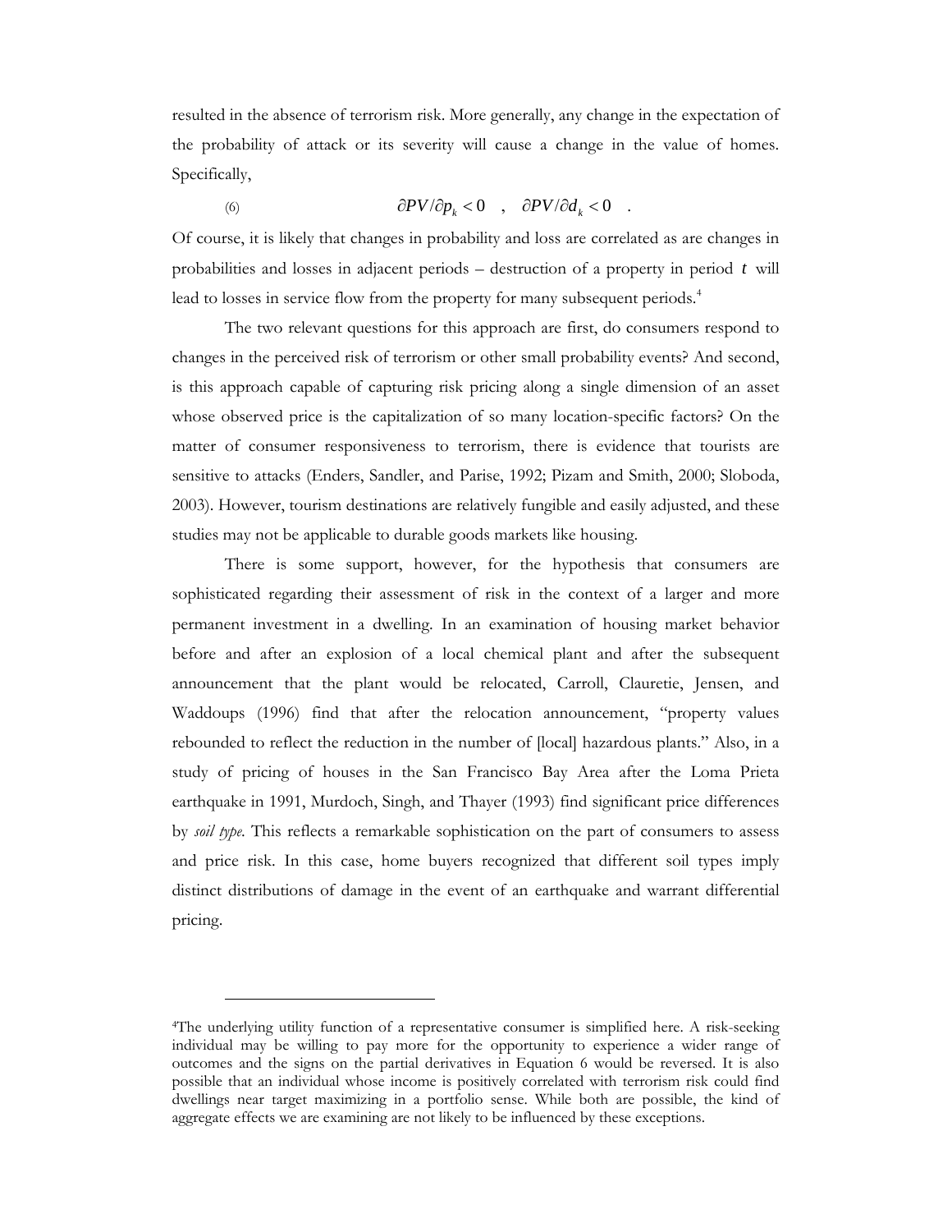resulted in the absence of terrorism risk. More generally, any change in the expectation of the probability of attack or its severity will cause a change in the value of homes. Specifically,

$$\partial PV/\partial p_k < 0 \quad , \quad \partial PV/\partial d_k < 0 \quad . \tag{6}$$

Of course, it is likely that changes in probability and loss are correlated as are changes in probabilities and losses in adjacent periods – destruction of a property in period $t$ will lead to losses in service flow from the property for many subsequent periods.[4]

The two relevant questions for this approach are first, do consumers respond to changes in the perceived risk of terrorism or other small probability events? And second, is this approach capable of capturing risk pricing along a single dimension of an asset whose observed price is the capitalization of so many location-specific factors? On the matter of consumer responsiveness to terrorism, there is evidence that tourists are sensitive to attacks (Enders, Sandler, and Parise, 1992; Pizam and Smith, 2000; Sloboda, 2003). However, tourism destinations are relatively fungible and easily adjusted, and these studies may not be applicable to durable goods markets like housing.

There is some support, however, for the hypothesis that consumers are sophisticated regarding their assessment of risk in the context of a larger and more permanent investment in a dwelling. In an examination of housing market behavior before and after an explosion of a local chemical plant and after the subsequent announcement that the plant would be relocated, Carroll, Clauretie, Jensen, and Waddoups (1996) find that after the relocation announcement, "property values rebounded to reflect the reduction in the number of [local] hazardous plants." Also, in a study of pricing of houses in the San Francisco Bay Area after the Loma Prieta earthquake in 1991, Murdoch, Singh, and Thayer (1993) find significant price differences by *soil type*. This reflects a remarkable sophistication on the part of consumers to assess and price risk. In this case, home buyers recognized that different soil types imply distinct distributions of damage in the event of an earthquake and warrant differential pricing.

---

[4]The underlying utility function of a representative consumer is simplified here. A risk-seeking individual may be willing to pay more for the opportunity to experience a wider range of outcomes and the signs on the partial derivatives in Equation 6 would be reversed. It is also possible that an individual whose income is positively correlated with terrorism risk could find dwellings near target maximizing in a portfolio sense. While both are possible, the kind of aggregate effects we are examining are not likely to be influenced by these exceptions.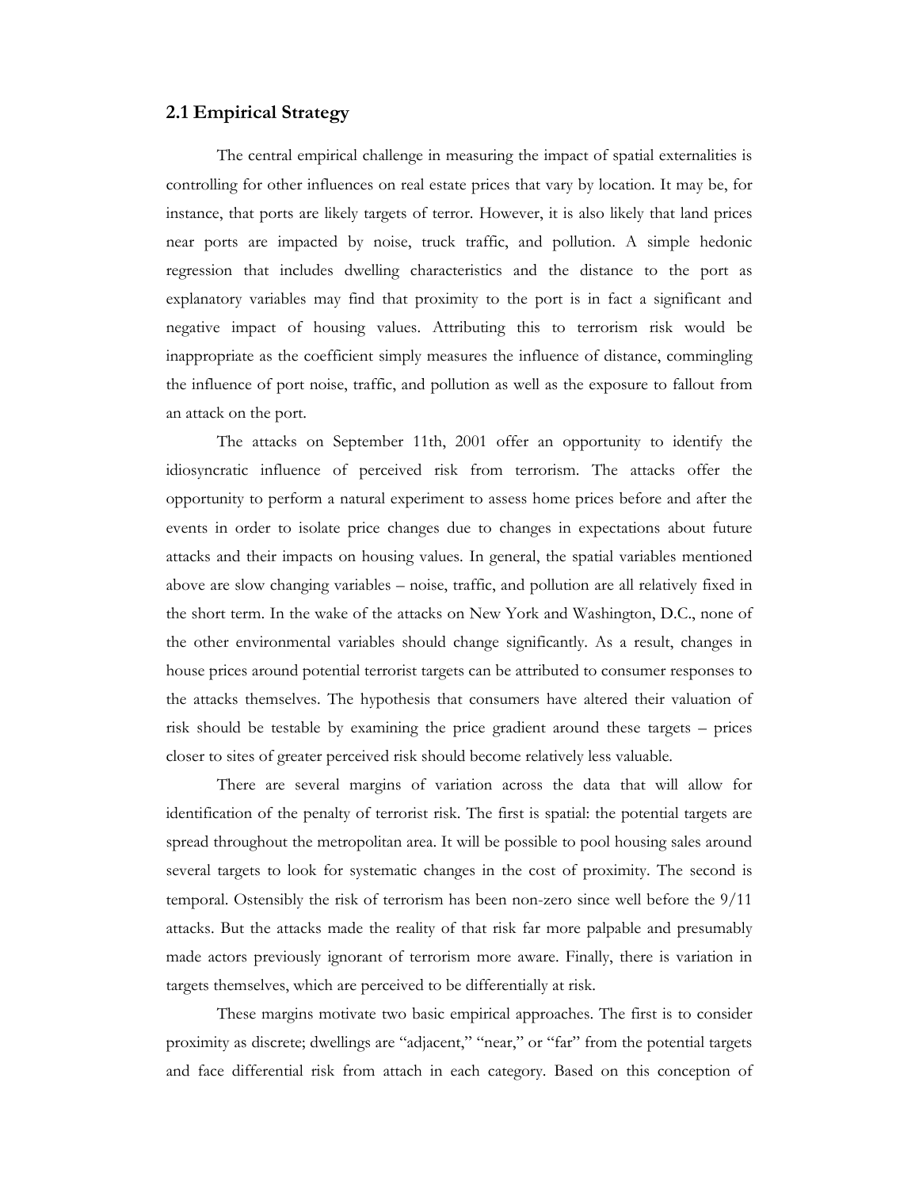## 2.1 Empirical Strategy

The central empirical challenge in measuring the impact of spatial externalities is controlling for other influences on real estate prices that vary by location. It may be, for instance, that ports are likely targets of terror. However, it is also likely that land prices near ports are impacted by noise, truck traffic, and pollution. A simple hedonic regression that includes dwelling characteristics and the distance to the port as explanatory variables may find that proximity to the port is in fact a significant and negative impact of housing values. Attributing this to terrorism risk would be inappropriate as the coefficient simply measures the influence of distance, commingling the influence of port noise, traffic, and pollution as well as the exposure to fallout from an attack on the port.

The attacks on September 11th, 2001 offer an opportunity to identify the idiosyncratic influence of perceived risk from terrorism. The attacks offer the opportunity to perform a natural experiment to assess home prices before and after the events in order to isolate price changes due to changes in expectations about future attacks and their impacts on housing values. In general, the spatial variables mentioned above are slow changing variables – noise, traffic, and pollution are all relatively fixed in the short term. In the wake of the attacks on New York and Washington, D.C., none of the other environmental variables should change significantly. As a result, changes in house prices around potential terrorist targets can be attributed to consumer responses to the attacks themselves. The hypothesis that consumers have altered their valuation of risk should be testable by examining the price gradient around these targets – prices closer to sites of greater perceived risk should become relatively less valuable.

There are several margins of variation across the data that will allow for identification of the penalty of terrorist risk. The first is spatial: the potential targets are spread throughout the metropolitan area. It will be possible to pool housing sales around several targets to look for systematic changes in the cost of proximity. The second is temporal. Ostensibly the risk of terrorism has been non-zero since well before the 9/11 attacks. But the attacks made the reality of that risk far more palpable and presumably made actors previously ignorant of terrorism more aware. Finally, there is variation in targets themselves, which are perceived to be differentially at risk.

These margins motivate two basic empirical approaches. The first is to consider proximity as discrete; dwellings are "adjacent," "near," or "far" from the potential targets and face differential risk from attach in each category. Based on this conception of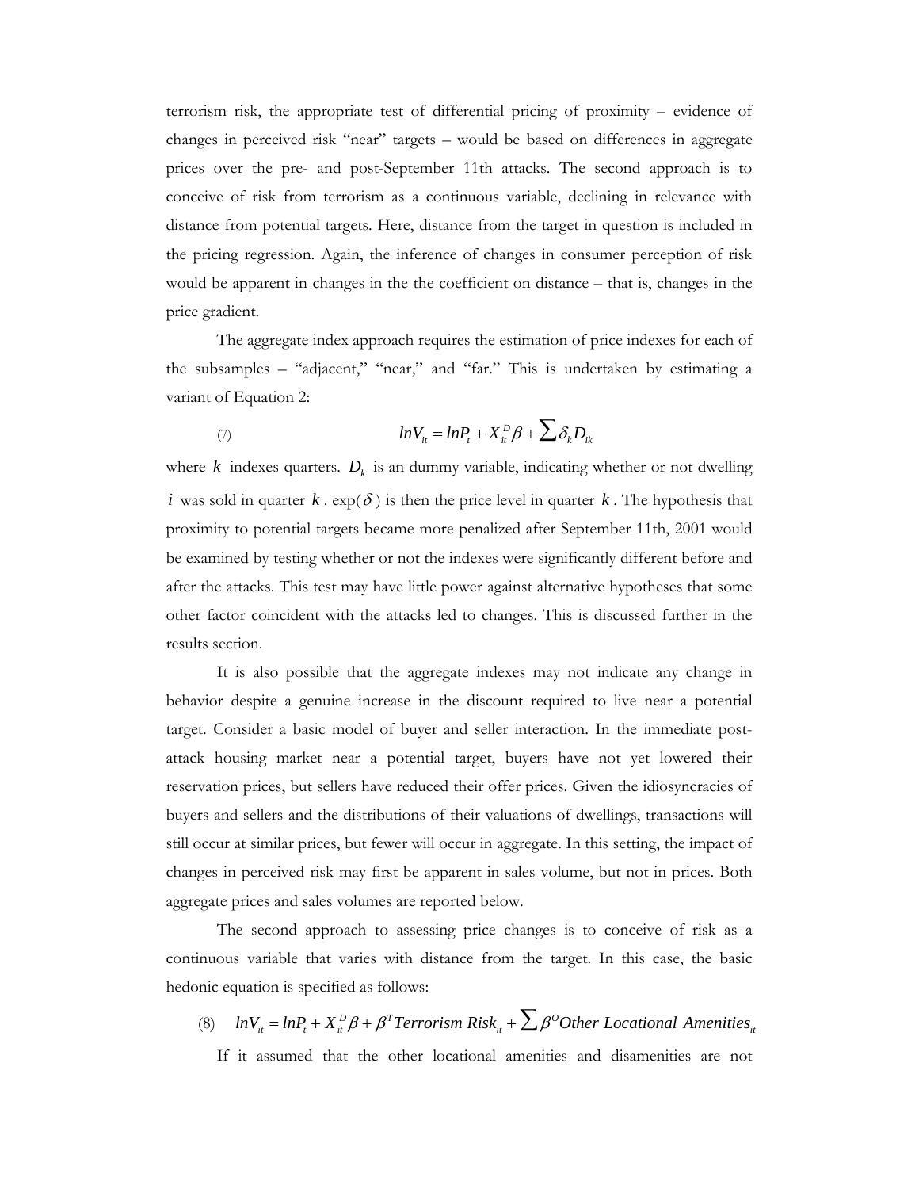terrorism risk, the appropriate test of differential pricing of proximity – evidence of changes in perceived risk "near" targets – would be based on differences in aggregate prices over the pre- and post-September 11th attacks. The second approach is to conceive of risk from terrorism as a continuous variable, declining in relevance with distance from potential targets. Here, distance from the target in question is included in the pricing regression. Again, the inference of changes in consumer perception of risk would be apparent in changes in the the coefficient on distance – that is, changes in the price gradient.

The aggregate index approach requires the estimation of price indexes for each of the subsamples – "adjacent," "near," and "far." This is undertaken by estimating a variant of Equation 2:

$$\text{(7)} \qquad lnV_{it} = lnP_t + X_{it}^{D}\beta + \sum \delta_k D_{ik}$$

where $k$ indexes quarters. $D_k$ is an dummy variable, indicating whether or not dwelling $i$ was sold in quarter $k$. $\exp(\delta)$ is then the price level in quarter $k$. The hypothesis that proximity to potential targets became more penalized after September 11th, 2001 would be examined by testing whether or not the indexes were significantly different before and after the attacks. This test may have little power against alternative hypotheses that some other factor coincident with the attacks led to changes. This is discussed further in the results section.

It is also possible that the aggregate indexes may not indicate any change in behavior despite a genuine increase in the discount required to live near a potential target. Consider a basic model of buyer and seller interaction. In the immediate post-attack housing market near a potential target, buyers have not yet lowered their reservation prices, but sellers have reduced their offer prices. Given the idiosyncracies of buyers and sellers and the distributions of their valuations of dwellings, transactions will still occur at similar prices, but fewer will occur in aggregate. In this setting, the impact of changes in perceived risk may first be apparent in sales volume, but not in prices. Both aggregate prices and sales volumes are reported below.

The second approach to assessing price changes is to conceive of risk as a continuous variable that varies with distance from the target. In this case, the basic hedonic equation is specified as follows:

$$\text{(8)} \quad lnV_{it} = lnP_t + X_{it}^{D}\beta + \beta^{T}\,Terrorism\ Risk_{it} + \sum \beta^{O}\,Other\ Locational\ Amenities_{it}$$

If it assumed that the other locational amenities and disamenities are not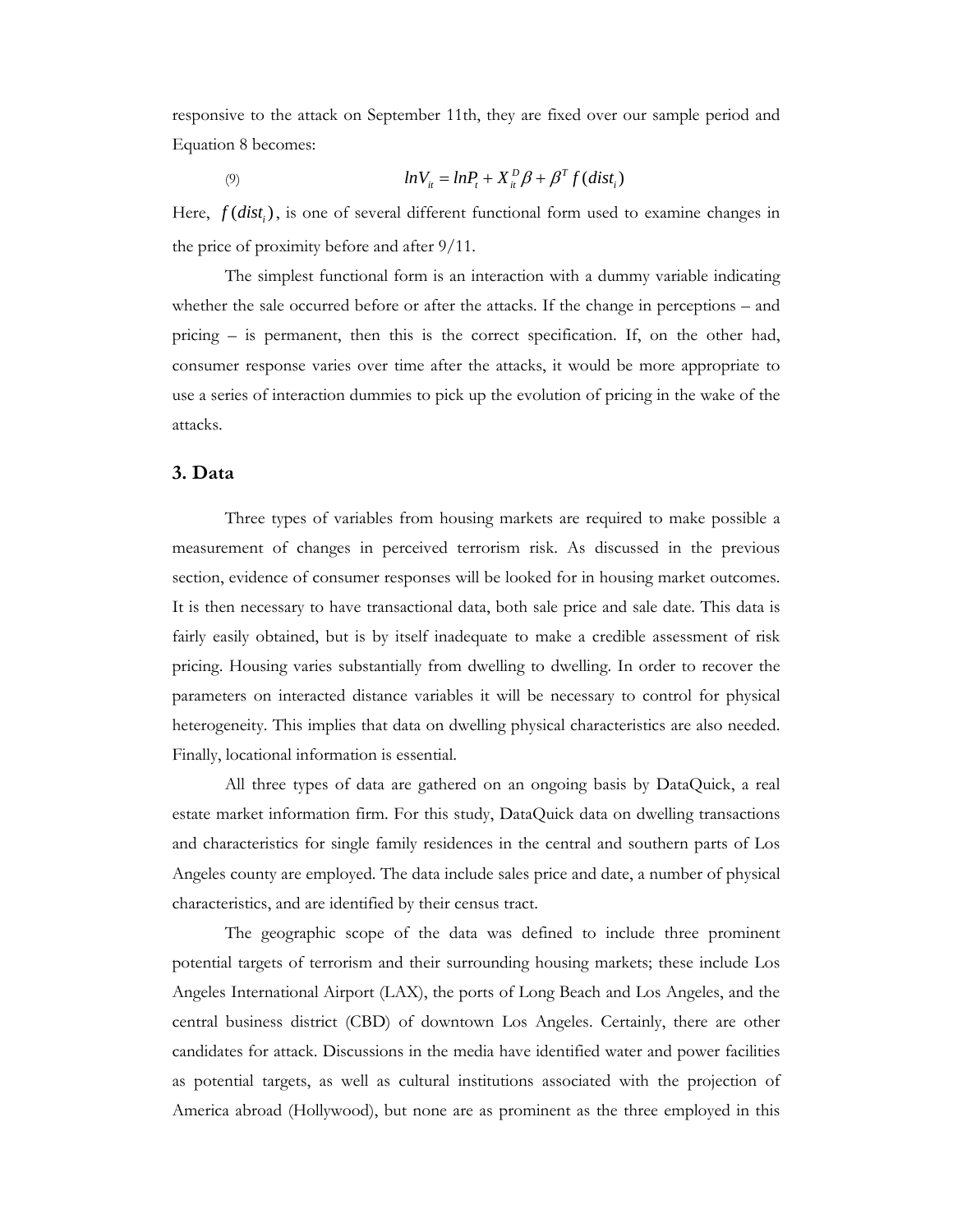responsive to the attack on September 11th, they are fixed over our sample period and Equation 8 becomes:

$$lnV_{it} = lnP_t + X_{it}^D \beta + \beta^T f(dist_i) \tag{9}$$

Here, $f(dist_i)$, is one of several different functional form used to examine changes in the price of proximity before and after 9/11.

The simplest functional form is an interaction with a dummy variable indicating whether the sale occurred before or after the attacks. If the change in perceptions – and pricing – is permanent, then this is the correct specification. If, on the other had, consumer response varies over time after the attacks, it would be more appropriate to use a series of interaction dummies to pick up the evolution of pricing in the wake of the attacks.

## 3. Data

Three types of variables from housing markets are required to make possible a measurement of changes in perceived terrorism risk. As discussed in the previous section, evidence of consumer responses will be looked for in housing market outcomes. It is then necessary to have transactional data, both sale price and sale date. This data is fairly easily obtained, but is by itself inadequate to make a credible assessment of risk pricing. Housing varies substantially from dwelling to dwelling. In order to recover the parameters on interacted distance variables it will be necessary to control for physical heterogeneity. This implies that data on dwelling physical characteristics are also needed. Finally, locational information is essential.

All three types of data are gathered on an ongoing basis by DataQuick, a real estate market information firm. For this study, DataQuick data on dwelling transactions and characteristics for single family residences in the central and southern parts of Los Angeles county are employed. The data include sales price and date, a number of physical characteristics, and are identified by their census tract.

The geographic scope of the data was defined to include three prominent potential targets of terrorism and their surrounding housing markets; these include Los Angeles International Airport (LAX), the ports of Long Beach and Los Angeles, and the central business district (CBD) of downtown Los Angeles. Certainly, there are other candidates for attack. Discussions in the media have identified water and power facilities as potential targets, as well as cultural institutions associated with the projection of America abroad (Hollywood), but none are as prominent as the three employed in this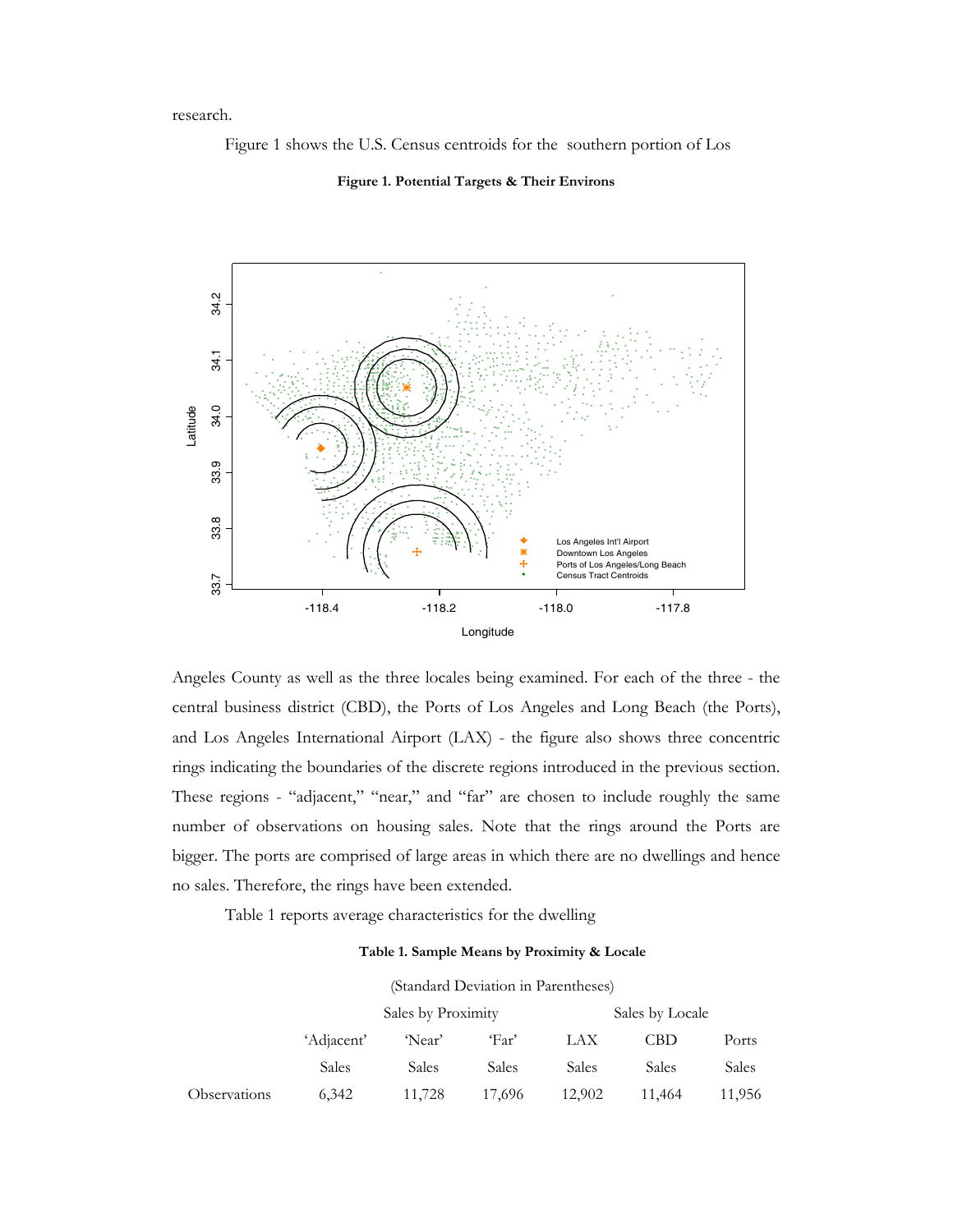research.

Figure 1 shows the U.S. Census centroids for the southern portion of Los

**Figure 1. Potential Targets & Their Environs**

Angeles County as well as the three locales being examined. For each of the three - the central business district (CBD), the Ports of Los Angeles and Long Beach (the Ports), and Los Angeles International Airport (LAX) - the figure also shows three concentric rings indicating the boundaries of the discrete regions introduced in the previous section. These regions - "adjacent," "near," and "far" are chosen to include roughly the same number of observations on housing sales. Note that the rings around the Ports are bigger. The ports are comprised of large areas in which there are no dwellings and hence no sales. Therefore, the rings have been extended.

Table 1 reports average characteristics for the dwelling

**Table 1. Sample Means by Proximity & Locale**

(Standard Deviation in Parentheses)

| | Sales by Proximity | | | Sales by Locale | | |
|---|---|---|---|---|---|---|
| | 'Adjacent' Sales | 'Near' Sales | 'Far' Sales | LAX Sales | CBD Sales | Ports Sales |
| Observations | 6,342 | 11,728 | 17,696 | 12,902 | 11,464 | 11,956 |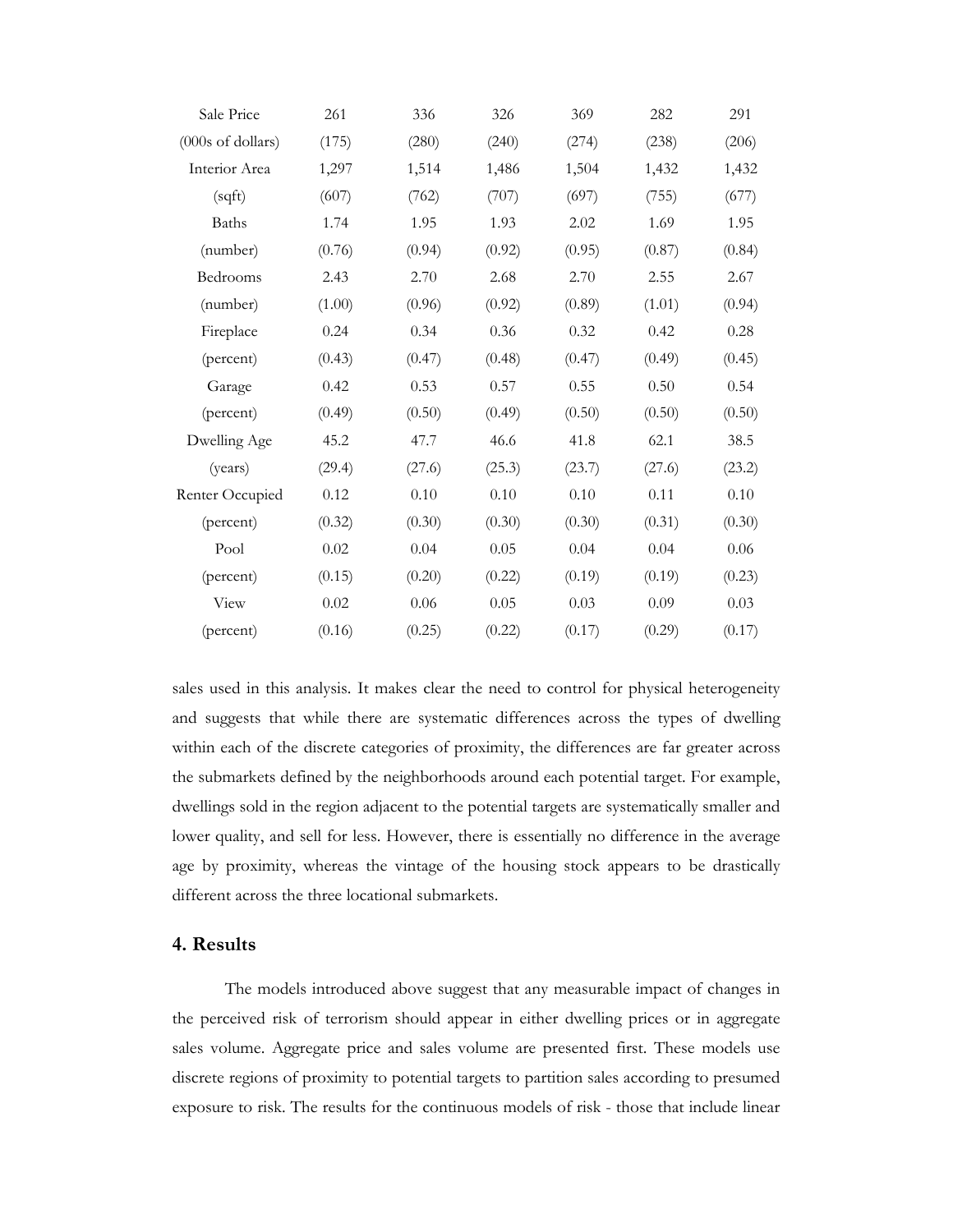| | | | | | | |
|---|---|---|---|---|---|---|
| Sale Price | 261 | 336 | 326 | 369 | 282 | 291 |
| (000s of dollars) | (175) | (280) | (240) | (274) | (238) | (206) |
| Interior Area | 1,297 | 1,514 | 1,486 | 1,504 | 1,432 | 1,432 |
| (sqft) | (607) | (762) | (707) | (697) | (755) | (677) |
| Baths | 1.74 | 1.95 | 1.93 | 2.02 | 1.69 | 1.95 |
| (number) | (0.76) | (0.94) | (0.92) | (0.95) | (0.87) | (0.84) |
| Bedrooms | 2.43 | 2.70 | 2.68 | 2.70 | 2.55 | 2.67 |
| (number) | (1.00) | (0.96) | (0.92) | (0.89) | (1.01) | (0.94) |
| Fireplace | 0.24 | 0.34 | 0.36 | 0.32 | 0.42 | 0.28 |
| (percent) | (0.43) | (0.47) | (0.48) | (0.47) | (0.49) | (0.45) |
| Garage | 0.42 | 0.53 | 0.57 | 0.55 | 0.50 | 0.54 |
| (percent) | (0.49) | (0.50) | (0.49) | (0.50) | (0.50) | (0.50) |
| Dwelling Age | 45.2 | 47.7 | 46.6 | 41.8 | 62.1 | 38.5 |
| (years) | (29.4) | (27.6) | (25.3) | (23.7) | (27.6) | (23.2) |
| Renter Occupied | 0.12 | 0.10 | 0.10 | 0.10 | 0.11 | 0.10 |
| (percent) | (0.32) | (0.30) | (0.30) | (0.30) | (0.31) | (0.30) |
| Pool | 0.02 | 0.04 | 0.05 | 0.04 | 0.04 | 0.06 |
| (percent) | (0.15) | (0.20) | (0.22) | (0.19) | (0.19) | (0.23) |
| View | 0.02 | 0.06 | 0.05 | 0.03 | 0.09 | 0.03 |
| (percent) | (0.16) | (0.25) | (0.22) | (0.17) | (0.29) | (0.17) |

sales used in this analysis. It makes clear the need to control for physical heterogeneity and suggests that while there are systematic differences across the types of dwelling within each of the discrete categories of proximity, the differences are far greater across the submarkets defined by the neighborhoods around each potential target. For example, dwellings sold in the region adjacent to the potential targets are systematically smaller and lower quality, and sell for less. However, there is essentially no difference in the average age by proximity, whereas the vintage of the housing stock appears to be drastically different across the three locational submarkets.

## 4. Results

The models introduced above suggest that any measurable impact of changes in the perceived risk of terrorism should appear in either dwelling prices or in aggregate sales volume. Aggregate price and sales volume are presented first. These models use discrete regions of proximity to potential targets to partition sales according to presumed exposure to risk. The results for the continuous models of risk - those that include linear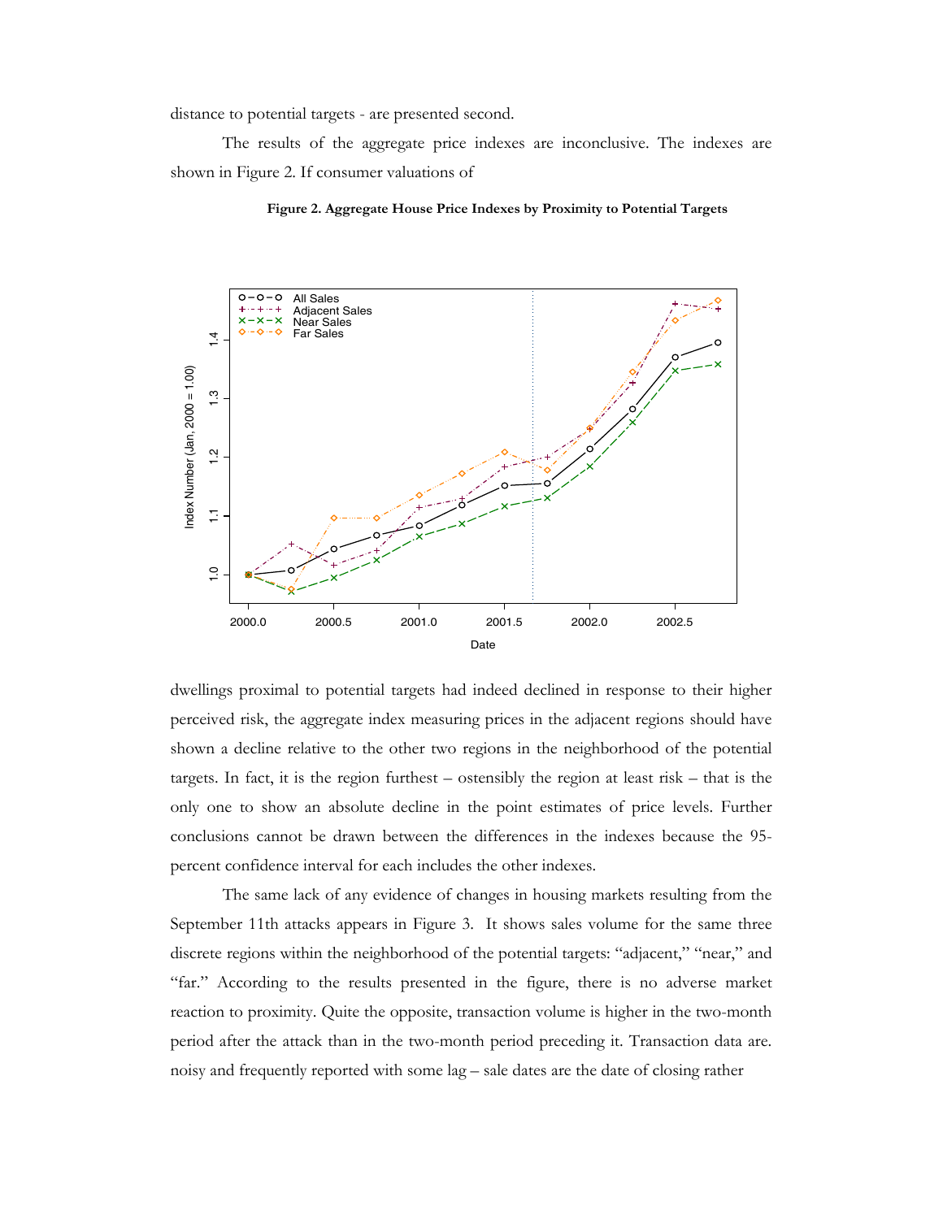distance to potential targets - are presented second.

The results of the aggregate price indexes are inconclusive. The indexes are shown in Figure 2. If consumer valuations of

**Figure 2. Aggregate House Price Indexes by Proximity to Potential Targets**

dwellings proximal to potential targets had indeed declined in response to their higher perceived risk, the aggregate index measuring prices in the adjacent regions should have shown a decline relative to the other two regions in the neighborhood of the potential targets. In fact, it is the region furthest – ostensibly the region at least risk – that is the only one to show an absolute decline in the point estimates of price levels. Further conclusions cannot be drawn between the differences in the indexes because the 95-percent confidence interval for each includes the other indexes.

The same lack of any evidence of changes in housing markets resulting from the September 11th attacks appears in Figure 3. It shows sales volume for the same three discrete regions within the neighborhood of the potential targets: "adjacent," "near," and "far." According to the results presented in the figure, there is no adverse market reaction to proximity. Quite the opposite, transaction volume is higher in the two-month period after the attack than in the two-month period preceding it. Transaction data are. noisy and frequently reported with some lag – sale dates are the date of closing rather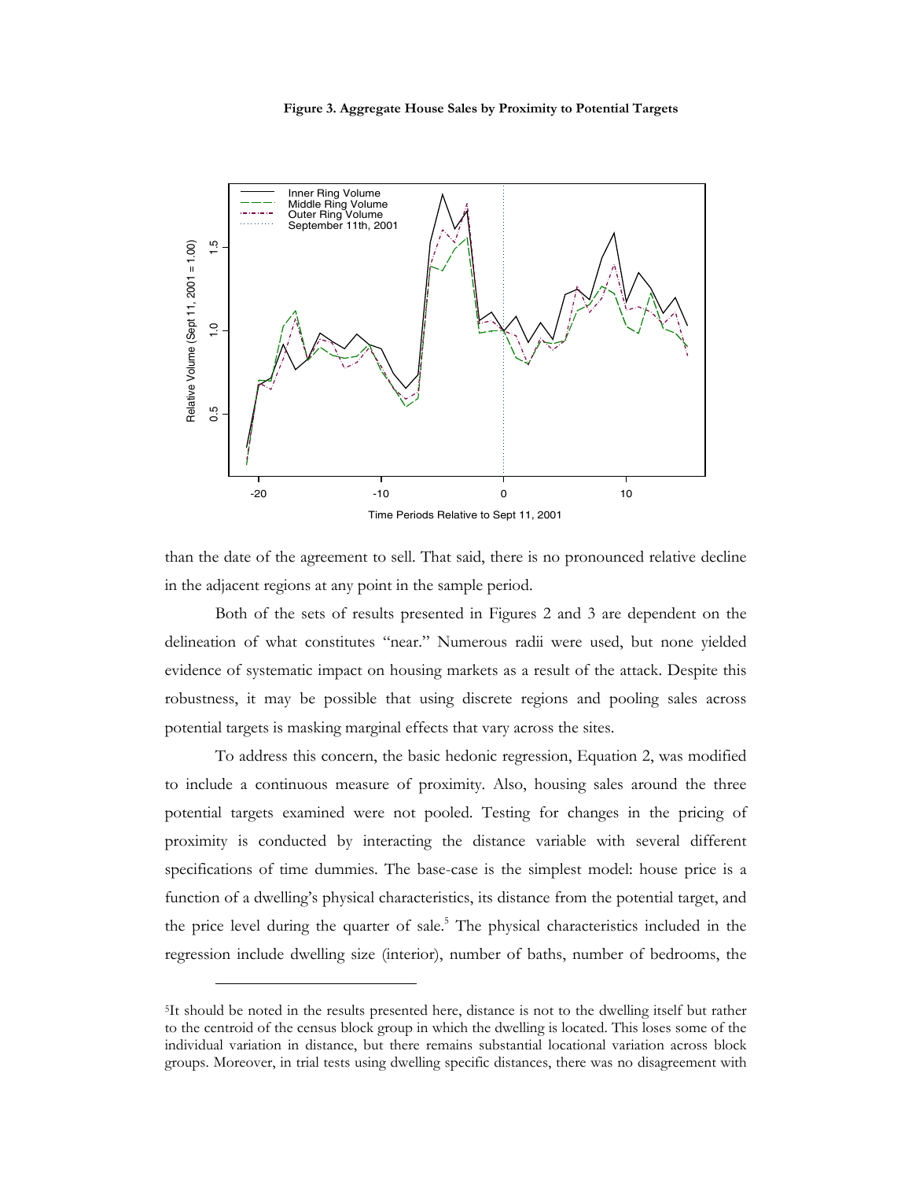**Figure 3. Aggregate House Sales by Proximity to Potential Targets**

than the date of the agreement to sell. That said, there is no pronounced relative decline in the adjacent regions at any point in the sample period.

Both of the sets of results presented in Figures 2 and 3 are dependent on the delineation of what constitutes "near." Numerous radii were used, but none yielded evidence of systematic impact on housing markets as a result of the attack. Despite this robustness, it may be possible that using discrete regions and pooling sales across potential targets is masking marginal effects that vary across the sites.

To address this concern, the basic hedonic regression, Equation 2, was modified to include a continuous measure of proximity. Also, housing sales around the three potential targets examined were not pooled. Testing for changes in the pricing of proximity is conducted by interacting the distance variable with several different specifications of time dummies. The base-case is the simplest model: house price is a function of a dwelling's physical characteristics, its distance from the potential target, and the price level during the quarter of sale.[5] The physical characteristics included in the regression include dwelling size (interior), number of baths, number of bedrooms, the

[5]It should be noted in the results presented here, distance is not to the dwelling itself but rather to the centroid of the census block group in which the dwelling is located. This loses some of the individual variation in distance, but there remains substantial locational variation across block groups. Moreover, in trial tests using dwelling specific distances, there was no disagreement with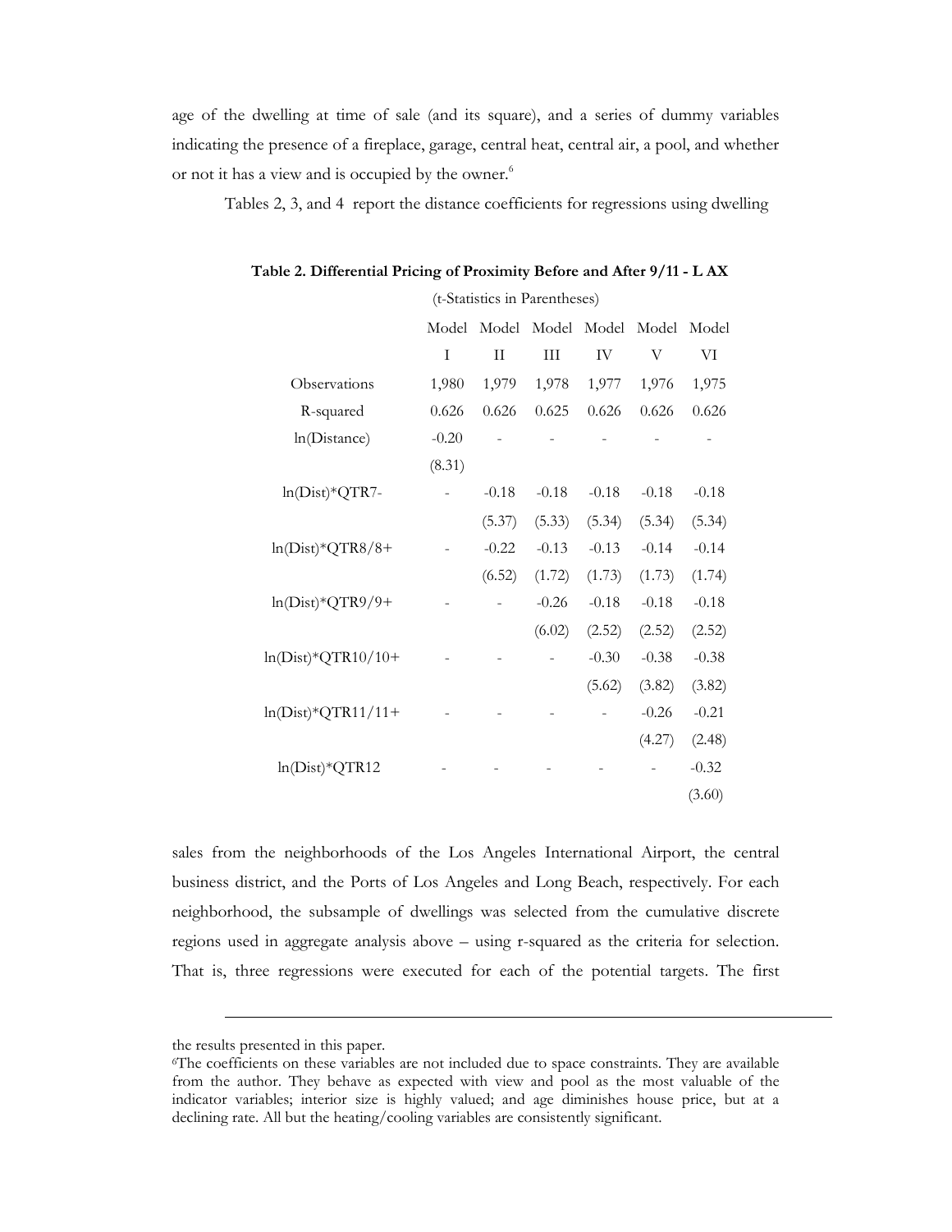age of the dwelling at time of sale (and its square), and a series of dummy variables indicating the presence of a fireplace, garage, central heat, central air, a pool, and whether or not it has a view and is occupied by the owner.[6]

Tables 2, 3, and 4 report the distance coefficients for regressions using dwelling sales from the neighborhoods of the Los Angeles International Airport, the central business district, and the Ports of Los Angeles and Long Beach, respectively. For each neighborhood, the subsample of dwellings was selected from the cumulative discrete regions used in aggregate analysis above – using r-squared as the criteria for selection. That is, three regressions were executed for each of the potential targets. The first

**Table 2. Differential Pricing of Proximity Before and After 9/11 - L AX**

(t-Statistics in Parentheses)

| | Model I | Model II | Model III | Model IV | Model V | Model VI |
|---|---|---|---|---|---|---|
| Observations | 1,980 | 1,979 | 1,978 | 1,977 | 1,976 | 1,975 |
| R-squared | 0.626 | 0.626 | 0.625 | 0.626 | 0.626 | 0.626 |
| ln(Distance) | -0.20 | - | - | - | - | - |
| | (8.31) | | | | | |
| ln(Dist)*QTR7- | - | -0.18 | -0.18 | -0.18 | -0.18 | -0.18 |
| | | (5.37) | (5.33) | (5.34) | (5.34) | (5.34) |
| ln(Dist)*QTR8/8+ | - | -0.22 | -0.13 | -0.13 | -0.14 | -0.14 |
| | | (6.52) | (1.72) | (1.73) | (1.73) | (1.74) |
| ln(Dist)*QTR9/9+ | - | - | -0.26 | -0.18 | -0.18 | -0.18 |
| | | | (6.02) | (2.52) | (2.52) | (2.52) |
| ln(Dist)*QTR10/10+ | - | - | - | -0.30 | -0.38 | -0.38 |
| | | | | (5.62) | (3.82) | (3.82) |
| ln(Dist)*QTR11/11+ | - | - | - | - | -0.26 | -0.21 |
| | | | | | (4.27) | (2.48) |
| ln(Dist)*QTR12 | - | - | - | - | - | -0.32 |
| | | | | | | (3.60) |

---

the results presented in this paper.

[6]The coefficients on these variables are not included due to space constraints. They are available from the author. They behave as expected with view and pool as the most valuable of the indicator variables; interior size is highly valued; and age diminishes house price, but at a declining rate. All but the heating/cooling variables are consistently significant.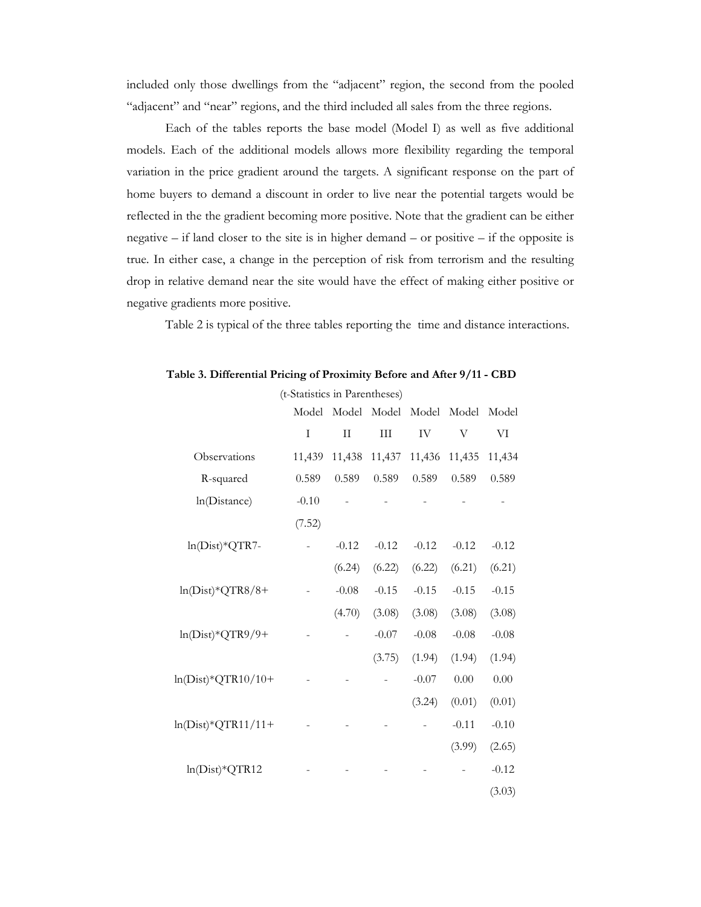included only those dwellings from the "adjacent" region, the second from the pooled "adjacent" and "near" regions, and the third included all sales from the three regions.

Each of the tables reports the base model (Model I) as well as five additional models. Each of the additional models allows more flexibility regarding the temporal variation in the price gradient around the targets. A significant response on the part of home buyers to demand a discount in order to live near the potential targets would be reflected in the the gradient becoming more positive. Note that the gradient can be either negative – if land closer to the site is in higher demand – or positive – if the opposite is true. In either case, a change in the perception of risk from terrorism and the resulting drop in relative demand near the site would have the effect of making either positive or negative gradients more positive.

Table 2 is typical of the three tables reporting the time and distance interactions.

**Table 3. Differential Pricing of Proximity Before and After 9/11 - CBD**

(t-Statistics in Parentheses)

| | Model I | Model II | Model III | Model IV | Model V | Model VI |
|---|---|---|---|---|---|---|
| Observations | 11,439 | 11,438 | 11,437 | 11,436 | 11,435 | 11,434 |
| R-squared | 0.589 | 0.589 | 0.589 | 0.589 | 0.589 | 0.589 |
| ln(Distance) | -0.10 | - | - | - | - | - |
| | (7.52) | | | | | |
| ln(Dist)*QTR7- | - | -0.12 | -0.12 | -0.12 | -0.12 | -0.12 |
| | | (6.24) | (6.22) | (6.22) | (6.21) | (6.21) |
| ln(Dist)*QTR8/8+ | - | -0.08 | -0.15 | -0.15 | -0.15 | -0.15 |
| | | (4.70) | (3.08) | (3.08) | (3.08) | (3.08) |
| ln(Dist)*QTR9/9+ | - | - | -0.07 | -0.08 | -0.08 | -0.08 |
| | | | (3.75) | (1.94) | (1.94) | (1.94) |
| ln(Dist)*QTR10/10+ | - | - | - | -0.07 | 0.00 | 0.00 |
| | | | | (3.24) | (0.01) | (0.01) |
| ln(Dist)*QTR11/11+ | - | - | - | - | -0.11 | -0.10 |
| | | | | | (3.99) | (2.65) |
| ln(Dist)*QTR12 | - | - | - | - | - | -0.12 |
| | | | | | | (3.03) |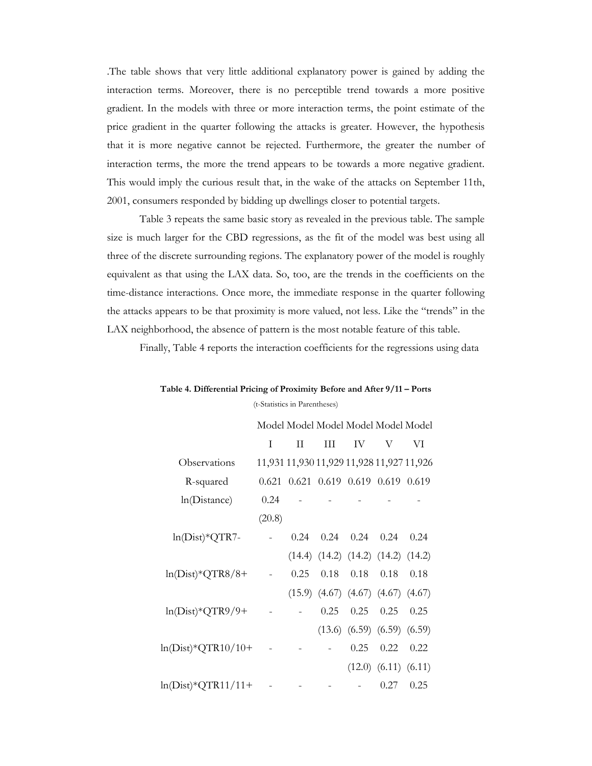.The table shows that very little additional explanatory power is gained by adding the interaction terms. Moreover, there is no perceptible trend towards a more positive gradient. In the models with three or more interaction terms, the point estimate of the price gradient in the quarter following the attacks is greater. However, the hypothesis that it is more negative cannot be rejected. Furthermore, the greater the number of interaction terms, the more the trend appears to be towards a more negative gradient. This would imply the curious result that, in the wake of the attacks on September 11th, 2001, consumers responded by bidding up dwellings closer to potential targets.

Table 3 repeats the same basic story as revealed in the previous table. The sample size is much larger for the CBD regressions, as the fit of the model was best using all three of the discrete surrounding regions. The explanatory power of the model is roughly equivalent as that using the LAX data. So, too, are the trends in the coefficients on the time-distance interactions. Once more, the immediate response in the quarter following the attacks appears to be that proximity is more valued, not less. Like the "trends" in the LAX neighborhood, the absence of pattern is the most notable feature of this table.

Finally, Table 4 reports the interaction coefficients for the regressions using data

**Table 4. Differential Pricing of Proximity Before and After 9/11 – Ports**

(t-Statistics in Parentheses)

| | Model I | Model II | Model III | Model IV | Model V | Model VI |
|---|---|---|---|---|---|---|
| Observations | 11,931 | 11,930 | 11,929 | 11,928 | 11,927 | 11,926 |
| R-squared | 0.621 | 0.621 | 0.619 | 0.619 | 0.619 | 0.619 |
| ln(Distance) | 0.24 | - | - | - | - | - |
| | (20.8) | | | | | |
| ln(Dist)*QTR7- | - | 0.24 | 0.24 | 0.24 | 0.24 | 0.24 |
| | | (14.4) | (14.2) | (14.2) | (14.2) | (14.2) |
| ln(Dist)*QTR8/8+ | - | 0.25 | 0.18 | 0.18 | 0.18 | 0.18 |
| | | (15.9) | (4.67) | (4.67) | (4.67) | (4.67) |
| ln(Dist)*QTR9/9+ | - | - | 0.25 | 0.25 | 0.25 | 0.25 |
| | | | (13.6) | (6.59) | (6.59) | (6.59) |
| ln(Dist)*QTR10/10+ | - | - | - | 0.25 | 0.22 | 0.22 |
| | | | | (12.0) | (6.11) | (6.11) |
| ln(Dist)*QTR11/11+ | - | - | - | - | 0.27 | 0.25 |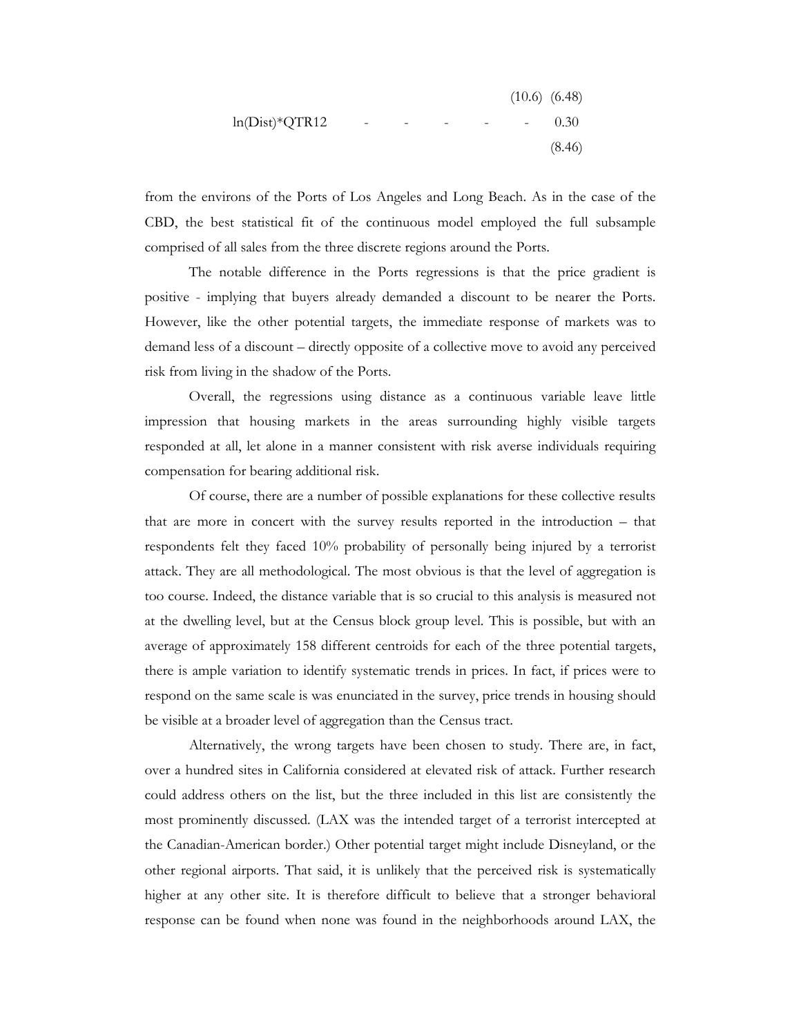| | | | | | | | |
|---|---|---|---|---|---|---|---|
| | | | | | | (10.6) | (6.48) |
| ln(Dist)*QTR12 | - | - | - | - | - | - | 0.30 |
| | | | | | | | (8.46) |

from the environs of the Ports of Los Angeles and Long Beach. As in the case of the CBD, the best statistical fit of the continuous model employed the full subsample comprised of all sales from the three discrete regions around the Ports.

The notable difference in the Ports regressions is that the price gradient is positive - implying that buyers already demanded a discount to be nearer the Ports. However, like the other potential targets, the immediate response of markets was to demand less of a discount – directly opposite of a collective move to avoid any perceived risk from living in the shadow of the Ports.

Overall, the regressions using distance as a continuous variable leave little impression that housing markets in the areas surrounding highly visible targets responded at all, let alone in a manner consistent with risk averse individuals requiring compensation for bearing additional risk.

Of course, there are a number of possible explanations for these collective results that are more in concert with the survey results reported in the introduction – that respondents felt they faced 10% probability of personally being injured by a terrorist attack. They are all methodological. The most obvious is that the level of aggregation is too course. Indeed, the distance variable that is so crucial to this analysis is measured not at the dwelling level, but at the Census block group level. This is possible, but with an average of approximately 158 different centroids for each of the three potential targets, there is ample variation to identify systematic trends in prices. In fact, if prices were to respond on the same scale is was enunciated in the survey, price trends in housing should be visible at a broader level of aggregation than the Census tract.

Alternatively, the wrong targets have been chosen to study. There are, in fact, over a hundred sites in California considered at elevated risk of attack. Further research could address others on the list, but the three included in this list are consistently the most prominently discussed. (LAX was the intended target of a terrorist intercepted at the Canadian-American border.) Other potential target might include Disneyland, or the other regional airports. That said, it is unlikely that the perceived risk is systematically higher at any other site. It is therefore difficult to believe that a stronger behavioral response can be found when none was found in the neighborhoods around LAX, the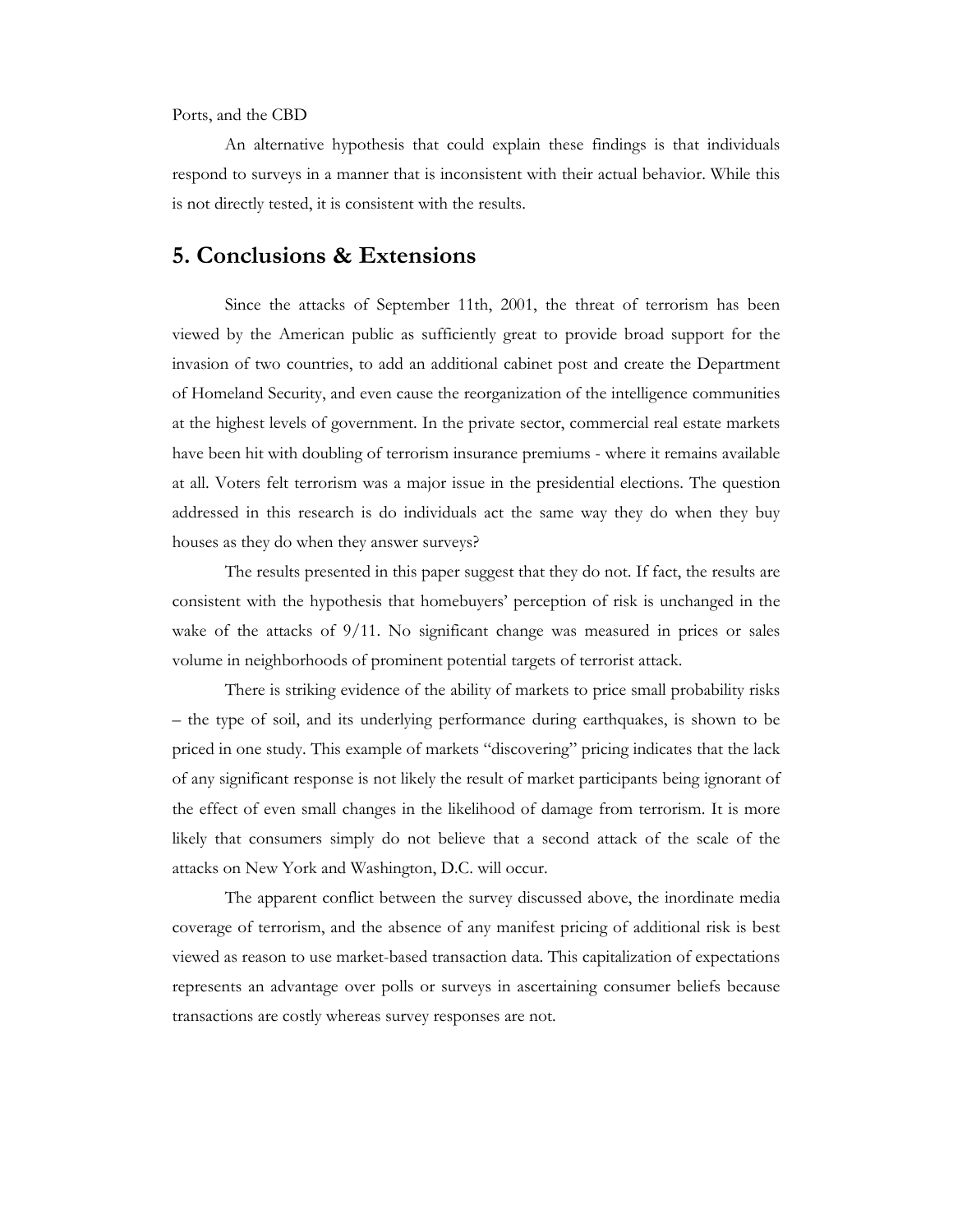Ports, and the CBD

An alternative hypothesis that could explain these findings is that individuals respond to surveys in a manner that is inconsistent with their actual behavior. While this is not directly tested, it is consistent with the results.

## 5. Conclusions & Extensions

Since the attacks of September 11th, 2001, the threat of terrorism has been viewed by the American public as sufficiently great to provide broad support for the invasion of two countries, to add an additional cabinet post and create the Department of Homeland Security, and even cause the reorganization of the intelligence communities at the highest levels of government. In the private sector, commercial real estate markets have been hit with doubling of terrorism insurance premiums - where it remains available at all. Voters felt terrorism was a major issue in the presidential elections. The question addressed in this research is do individuals act the same way they do when they buy houses as they do when they answer surveys?

The results presented in this paper suggest that they do not. If fact, the results are consistent with the hypothesis that homebuyers' perception of risk is unchanged in the wake of the attacks of 9/11. No significant change was measured in prices or sales volume in neighborhoods of prominent potential targets of terrorist attack.

There is striking evidence of the ability of markets to price small probability risks – the type of soil, and its underlying performance during earthquakes, is shown to be priced in one study. This example of markets "discovering" pricing indicates that the lack of any significant response is not likely the result of market participants being ignorant of the effect of even small changes in the likelihood of damage from terrorism. It is more likely that consumers simply do not believe that a second attack of the scale of the attacks on New York and Washington, D.C. will occur.

The apparent conflict between the survey discussed above, the inordinate media coverage of terrorism, and the absence of any manifest pricing of additional risk is best viewed as reason to use market-based transaction data. This capitalization of expectations represents an advantage over polls or surveys in ascertaining consumer beliefs because transactions are costly whereas survey responses are not.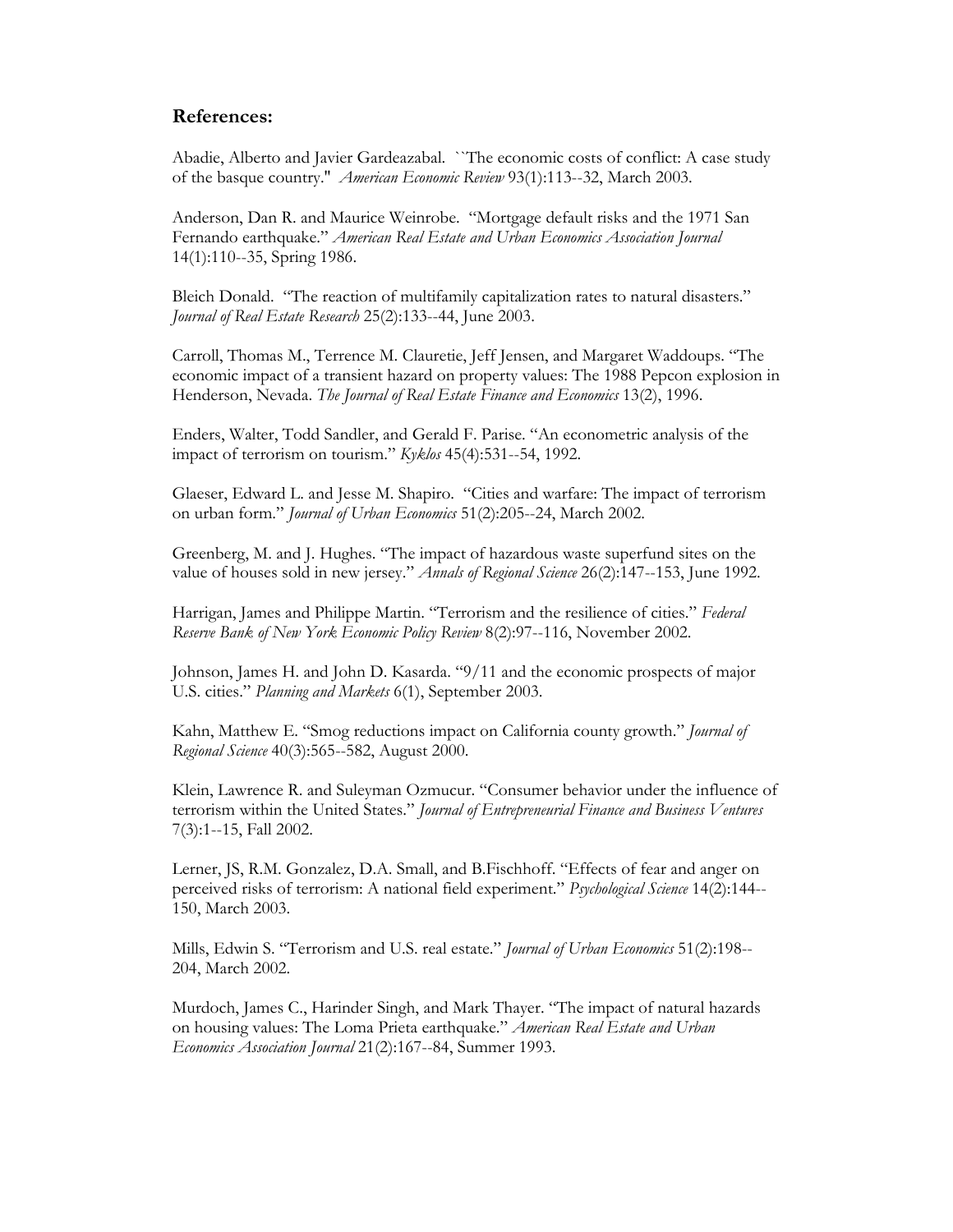## References:

Abadie, Alberto and Javier Gardeazabal. ``The economic costs of conflict: A case study of the basque country.'' *American Economic Review* 93(1):113--32, March 2003.

Anderson, Dan R. and Maurice Weinrobe. "Mortgage default risks and the 1971 San Fernando earthquake." *American Real Estate and Urban Economics Association Journal* 14(1):110--35, Spring 1986.

Bleich Donald. "The reaction of multifamily capitalization rates to natural disasters." *Journal of Real Estate Research* 25(2):133--44, June 2003.

Carroll, Thomas M., Terrence M. Clauretie, Jeff Jensen, and Margaret Waddoups. "The economic impact of a transient hazard on property values: The 1988 Pepcon explosion in Henderson, Nevada. *The Journal of Real Estate Finance and Economics* 13(2), 1996.

Enders, Walter, Todd Sandler, and Gerald F. Parise. "An econometric analysis of the impact of terrorism on tourism." *Kyklos* 45(4):531--54, 1992.

Glaeser, Edward L. and Jesse M. Shapiro. "Cities and warfare: The impact of terrorism on urban form." *Journal of Urban Economics* 51(2):205--24, March 2002.

Greenberg, M. and J. Hughes. "The impact of hazardous waste superfund sites on the value of houses sold in new jersey." *Annals of Regional Science* 26(2):147--153, June 1992.

Harrigan, James and Philippe Martin. "Terrorism and the resilience of cities." *Federal Reserve Bank of New York Economic Policy Review* 8(2):97--116, November 2002.

Johnson, James H. and John D. Kasarda. "9/11 and the economic prospects of major U.S. cities." *Planning and Markets* 6(1), September 2003.

Kahn, Matthew E. "Smog reductions impact on California county growth." *Journal of Regional Science* 40(3):565--582, August 2000.

Klein, Lawrence R. and Suleyman Ozmucur. "Consumer behavior under the influence of terrorism within the United States." *Journal of Entrepreneurial Finance and Business Ventures* 7(3):1--15, Fall 2002.

Lerner, JS, R.M. Gonzalez, D.A. Small, and B.Fischhoff. "Effects of fear and anger on perceived risks of terrorism: A national field experiment." *Psychological Science* 14(2):144--150, March 2003.

Mills, Edwin S. "Terrorism and U.S. real estate." *Journal of Urban Economics* 51(2):198--204, March 2002.

Murdoch, James C., Harinder Singh, and Mark Thayer. "The impact of natural hazards on housing values: The Loma Prieta earthquake." *American Real Estate and Urban Economics Association Journal* 21(2):167--84, Summer 1993.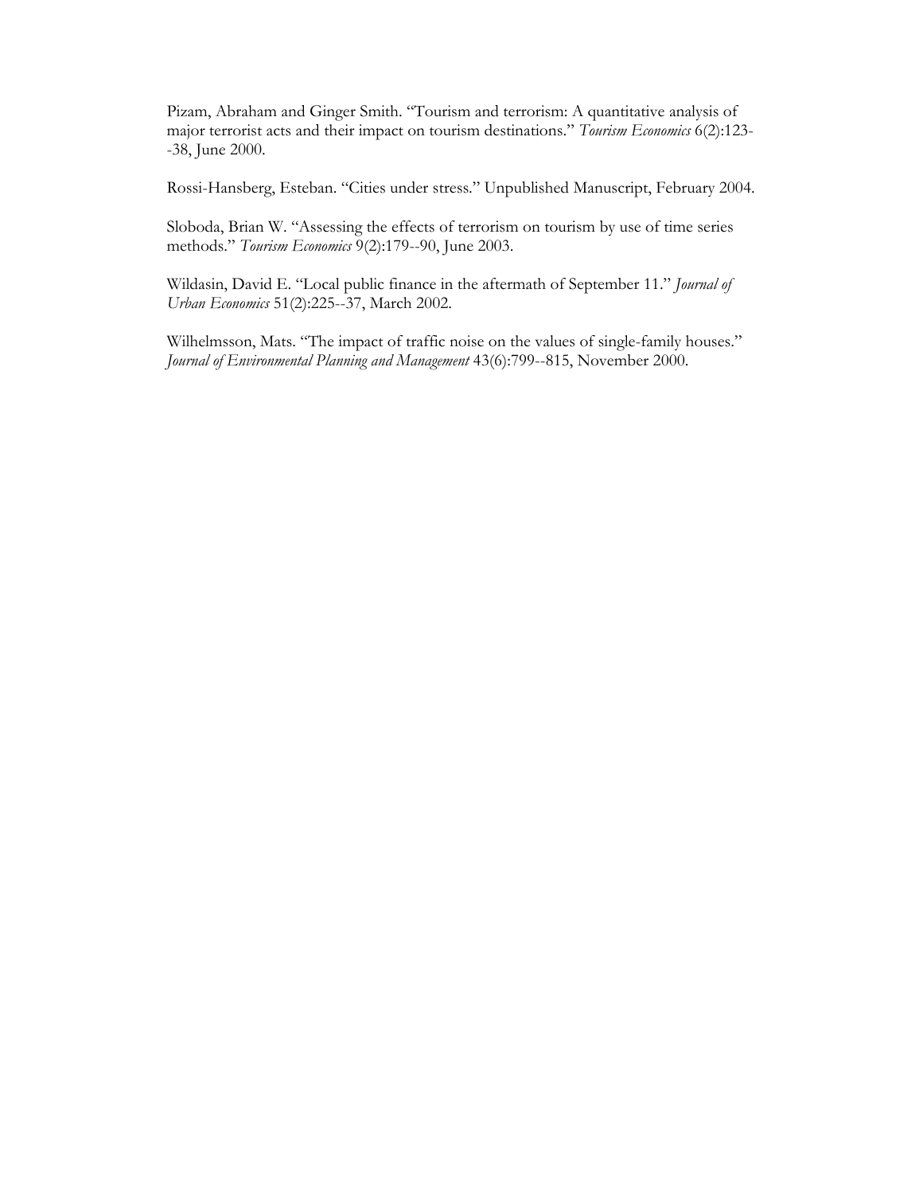Pizam, Abraham and Ginger Smith. "Tourism and terrorism: A quantitative analysis of major terrorist acts and their impact on tourism destinations." *Tourism Economics* 6(2):123--38, June 2000.

Rossi-Hansberg, Esteban. "Cities under stress." Unpublished Manuscript, February 2004.

Sloboda, Brian W. "Assessing the effects of terrorism on tourism by use of time series methods." *Tourism Economics* 9(2):179--90, June 2003.

Wildasin, David E. "Local public finance in the aftermath of September 11." *Journal of Urban Economics* 51(2):225--37, March 2002.

Wilhelmsson, Mats. "The impact of traffic noise on the values of single-family houses." *Journal of Environmental Planning and Management* 43(6):799--815, November 2000.